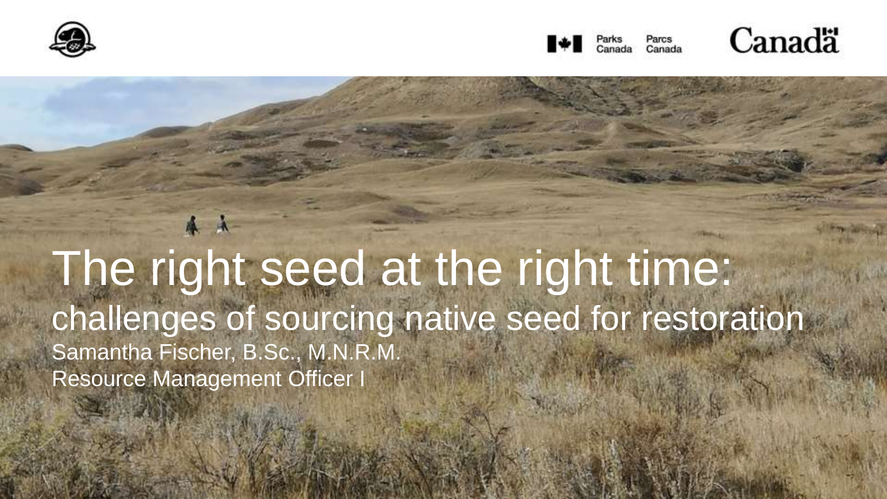Parks Canada Parcs Canada

Canada

# The right seed at the right time:

## challenges of sourcing native seed for restoration

Samantha Fischer, B.Sc., M.N.R.M.

Resource Management Officer I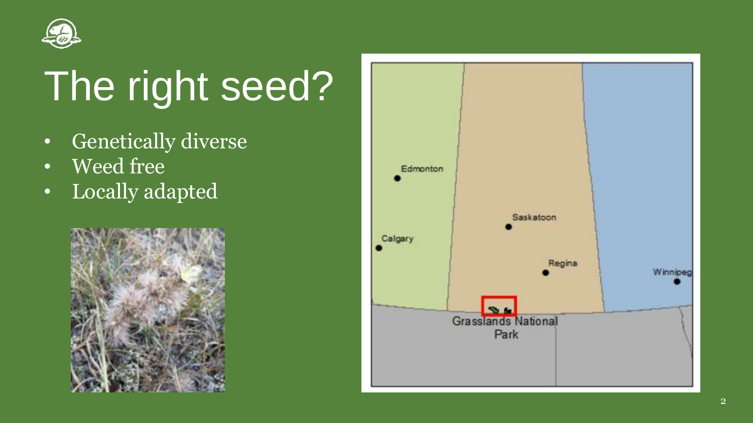# The right seed?

- Genetically diverse
- Weed free
- Locally adapted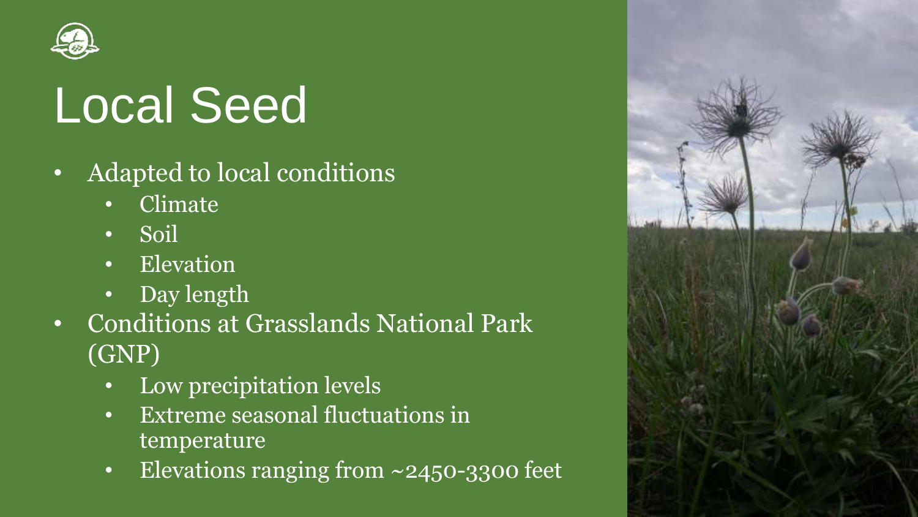# Local Seed

- Adapted to local conditions
  - Climate
  - Soil
  - Elevation
  - Day length
- Conditions at Grasslands National Park (GNP)
  - Low precipitation levels
  - Extreme seasonal fluctuations in temperature
  - Elevations ranging from ~2450-3300 feet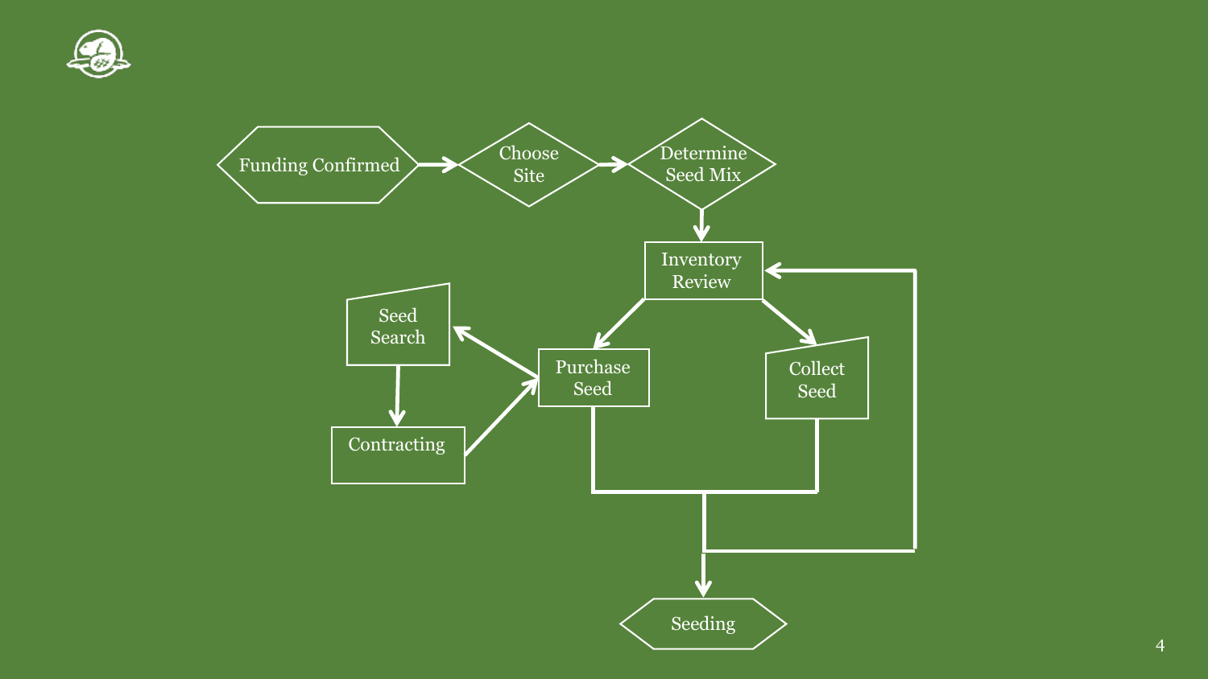Funding Confirmed → Choose Site → Determine Seed Mix → Inventory Review

Inventory Review → Purchase Seed
Inventory Review → Collect Seed

Purchase Seed → Seed Search → Contracting → Purchase Seed

Purchase Seed / Collect Seed → Inventory Review
Purchase Seed / Collect Seed → Seeding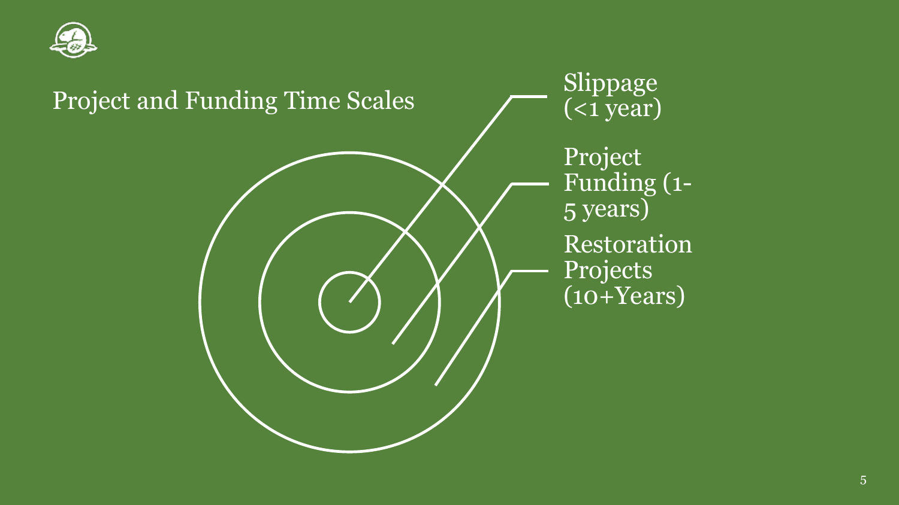# Project and Funding Time Scales

- Slippage (<1 year)
- Project Funding (1-5 years)
- Restoration Projects (10+Years)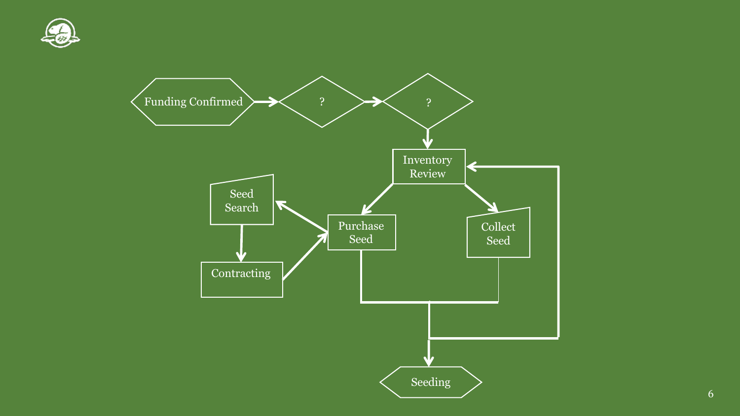Funding Confirmed

?

?

Inventory Review

Seed Search

Purchase Seed

Collect Seed

Contracting

Seeding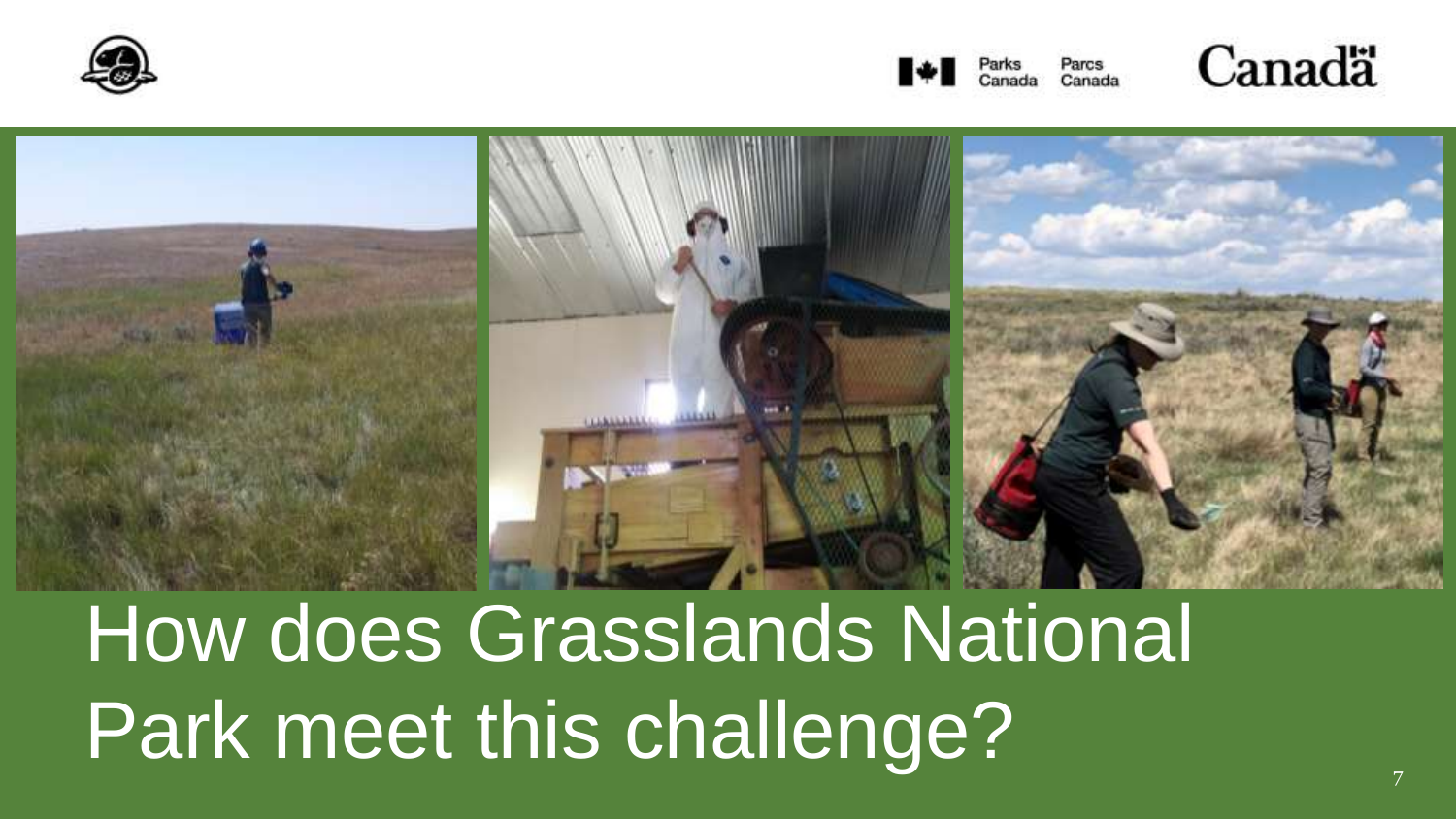# How does Grasslands National Park meet this challenge?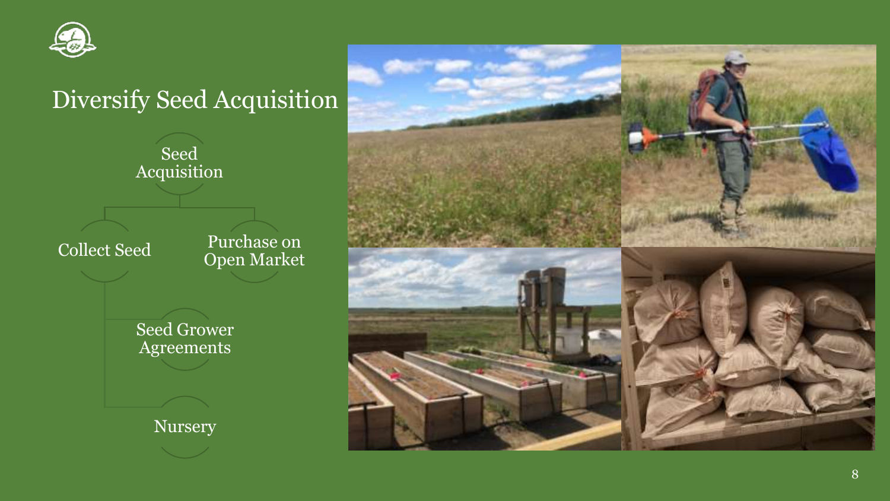# Diversify Seed Acquisition

- Seed Acquisition
  - Collect Seed
    - Seed Grower Agreements
    - Nursery
  - Purchase on Open Market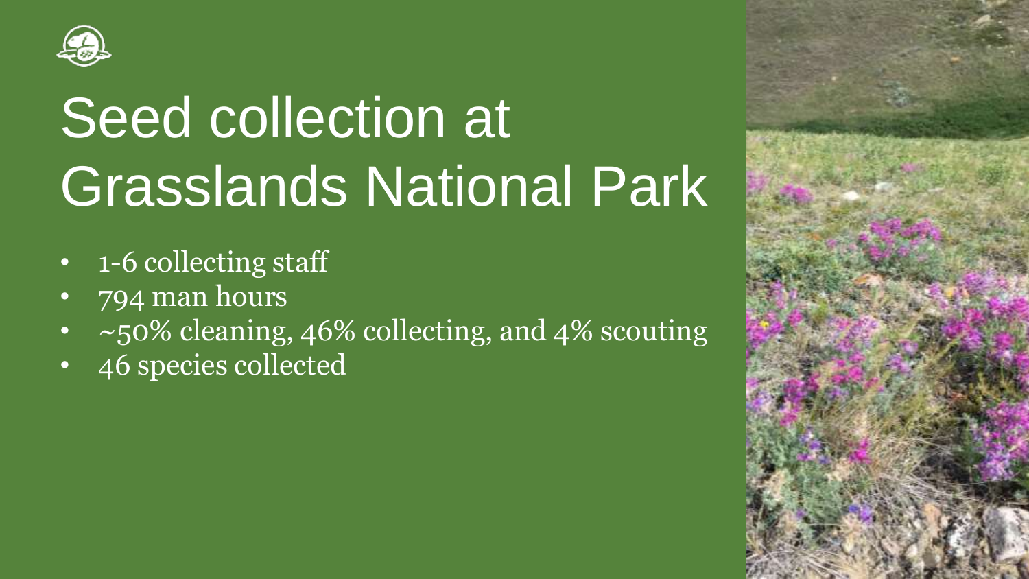# Seed collection at Grasslands National Park

- 1-6 collecting staff
- 794 man hours
- ~50% cleaning, 46% collecting, and 4% scouting
- 46 species collected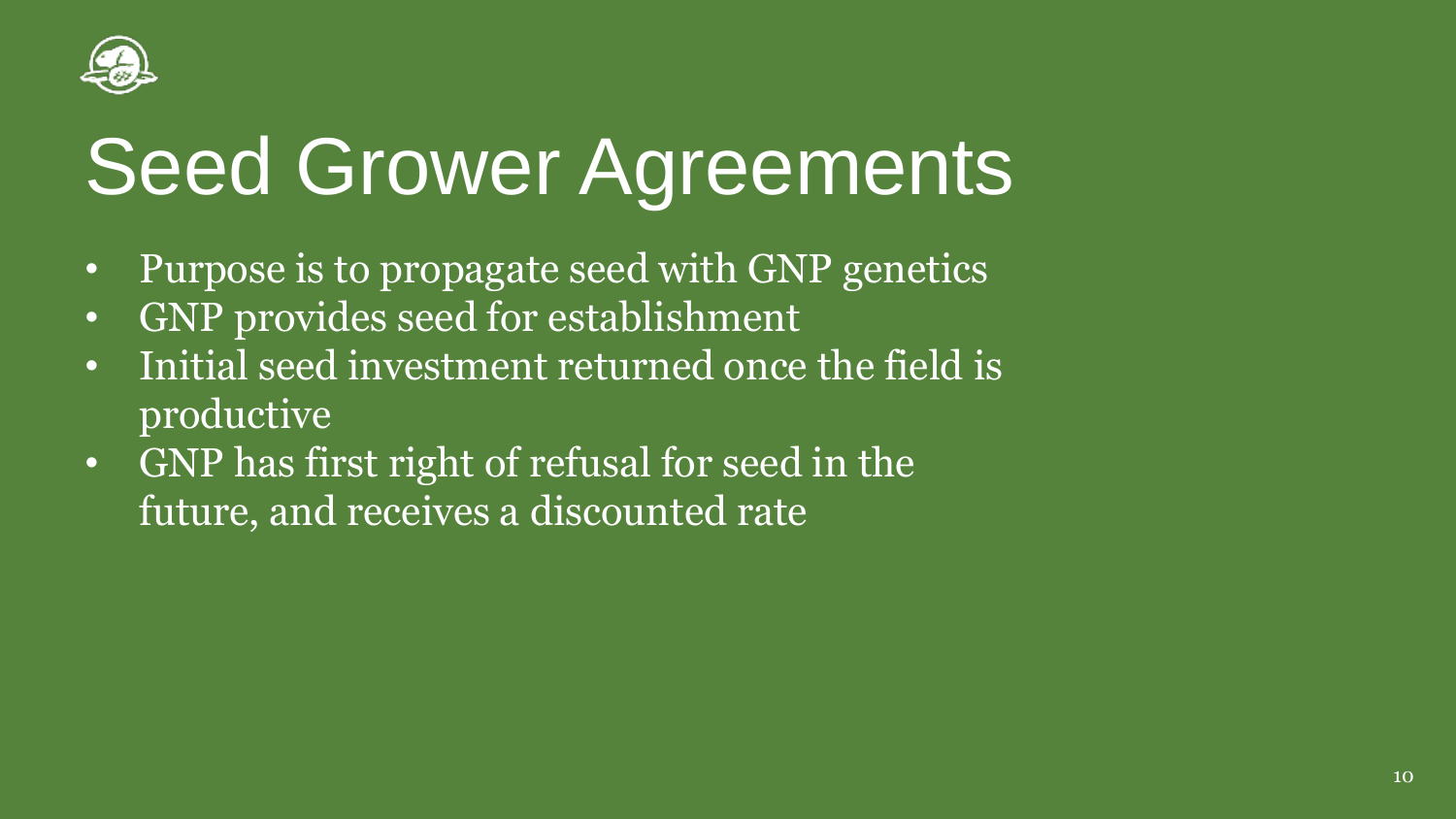# Seed Grower Agreements

- Purpose is to propagate seed with GNP genetics
- GNP provides seed for establishment
- Initial seed investment returned once the field is productive
- GNP has first right of refusal for seed in the future, and receives a discounted rate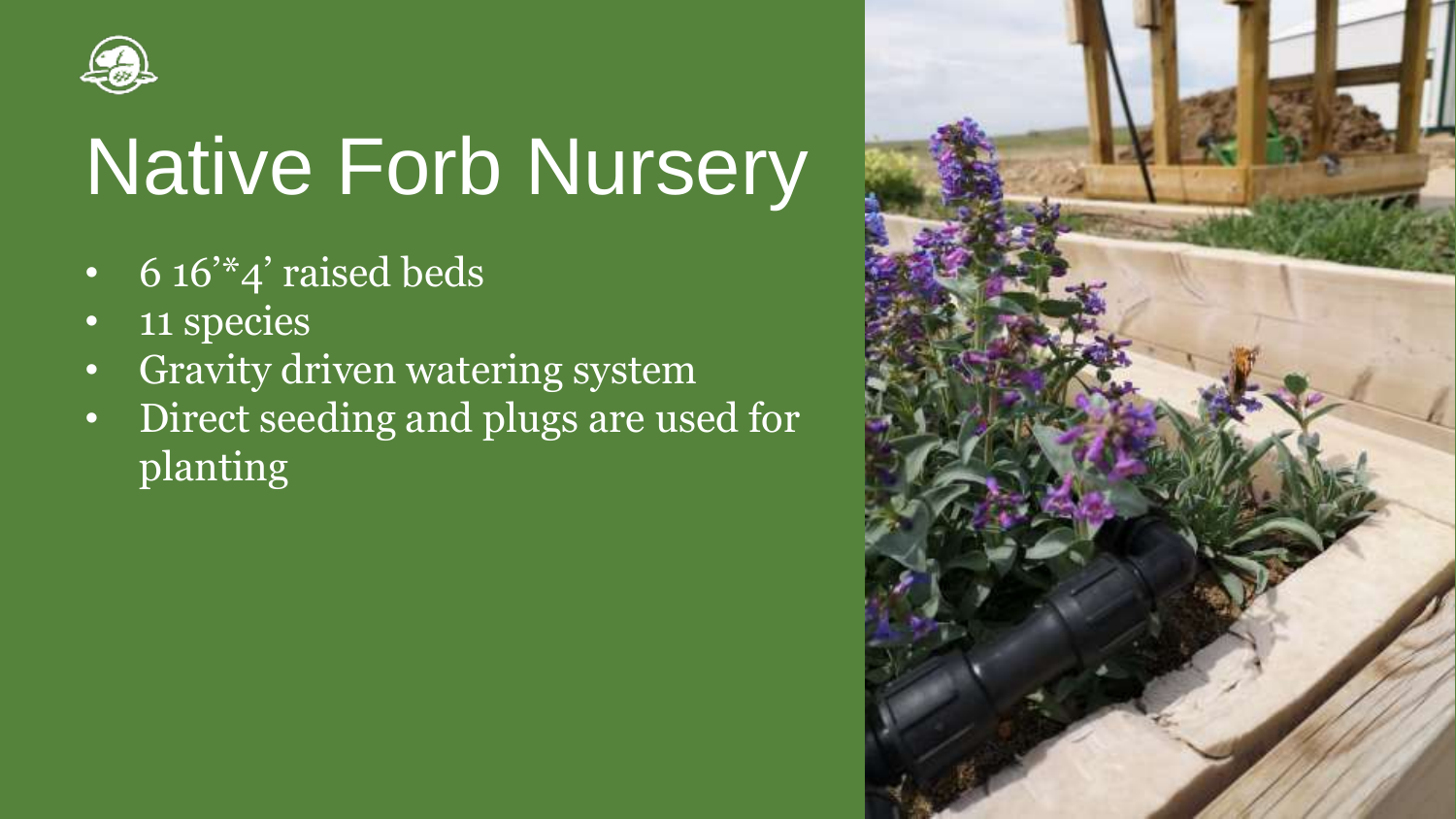# Native Forb Nursery

- 6 16'*4' raised beds
- 11 species
- Gravity driven watering system
- Direct seeding and plugs are used for planting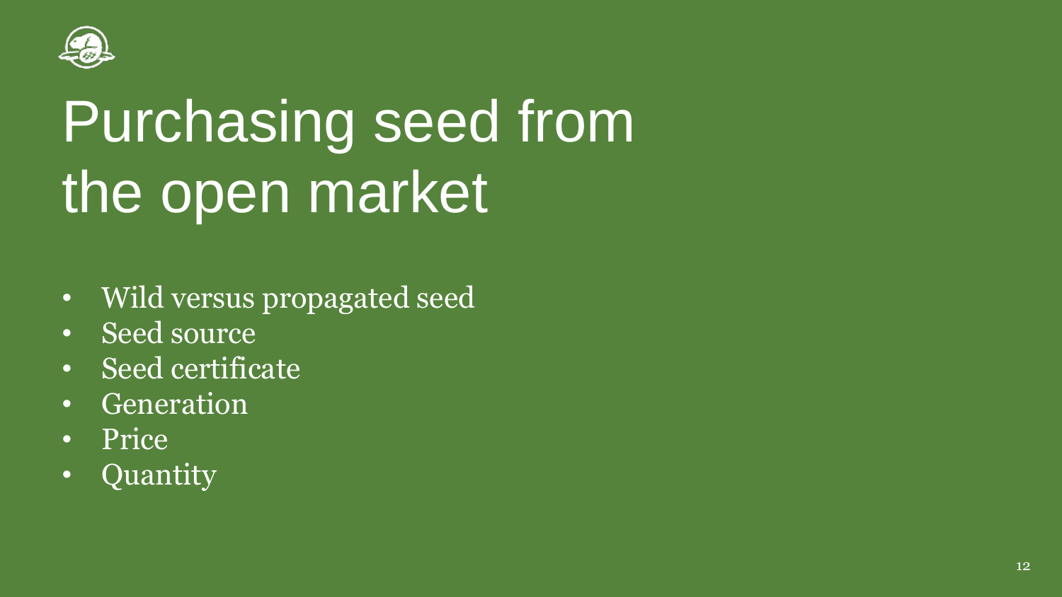# Purchasing seed from the open market

- Wild versus propagated seed
- Seed source
- Seed certificate
- Generation
- Price
- Quantity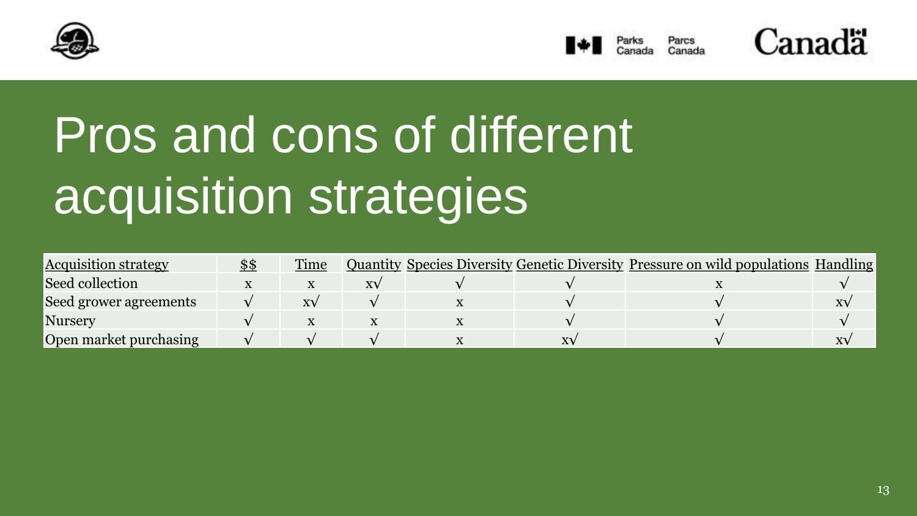# Pros and cons of different acquisition strategies

| Acquisition strategy | $$ | Time | Quantity | Species Diversity | Genetic Diversity | Pressure on wild populations | Handling |
|---|---|---|---|---|---|---|---|
| Seed collection | x | x | x√ | √ | √ | x | √ |
| Seed grower agreements | √ | x√ | √ | x | √ | √ | x√ |
| Nursery | √ | x | x | x | √ | √ | √ |
| Open market purchasing | √ | √ | √ | x | x√ | √ | x√ |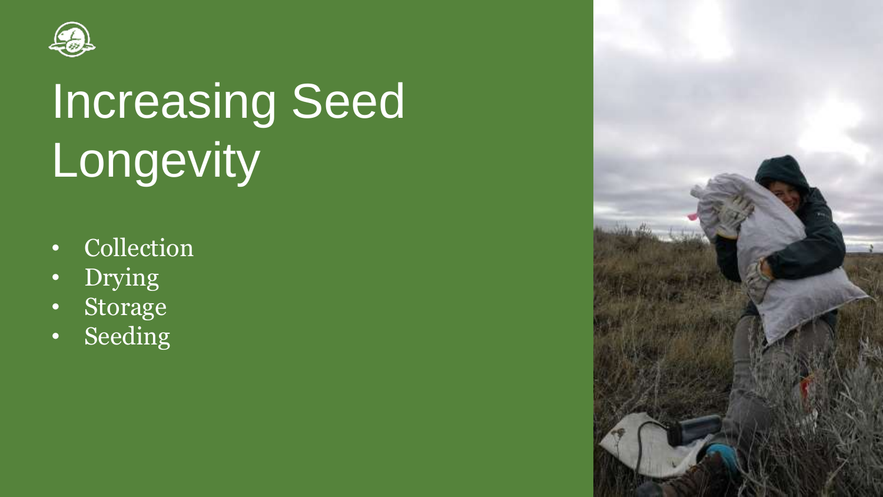# Increasing Seed Longevity

- Collection
- Drying
- Storage
- Seeding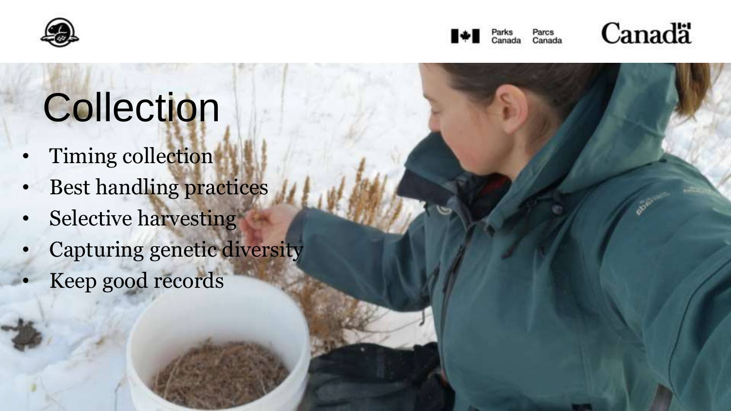# Collection

- Timing collection
- Best handling practices
- Selective harvesting
- Capturing genetic diversity
- Keep good records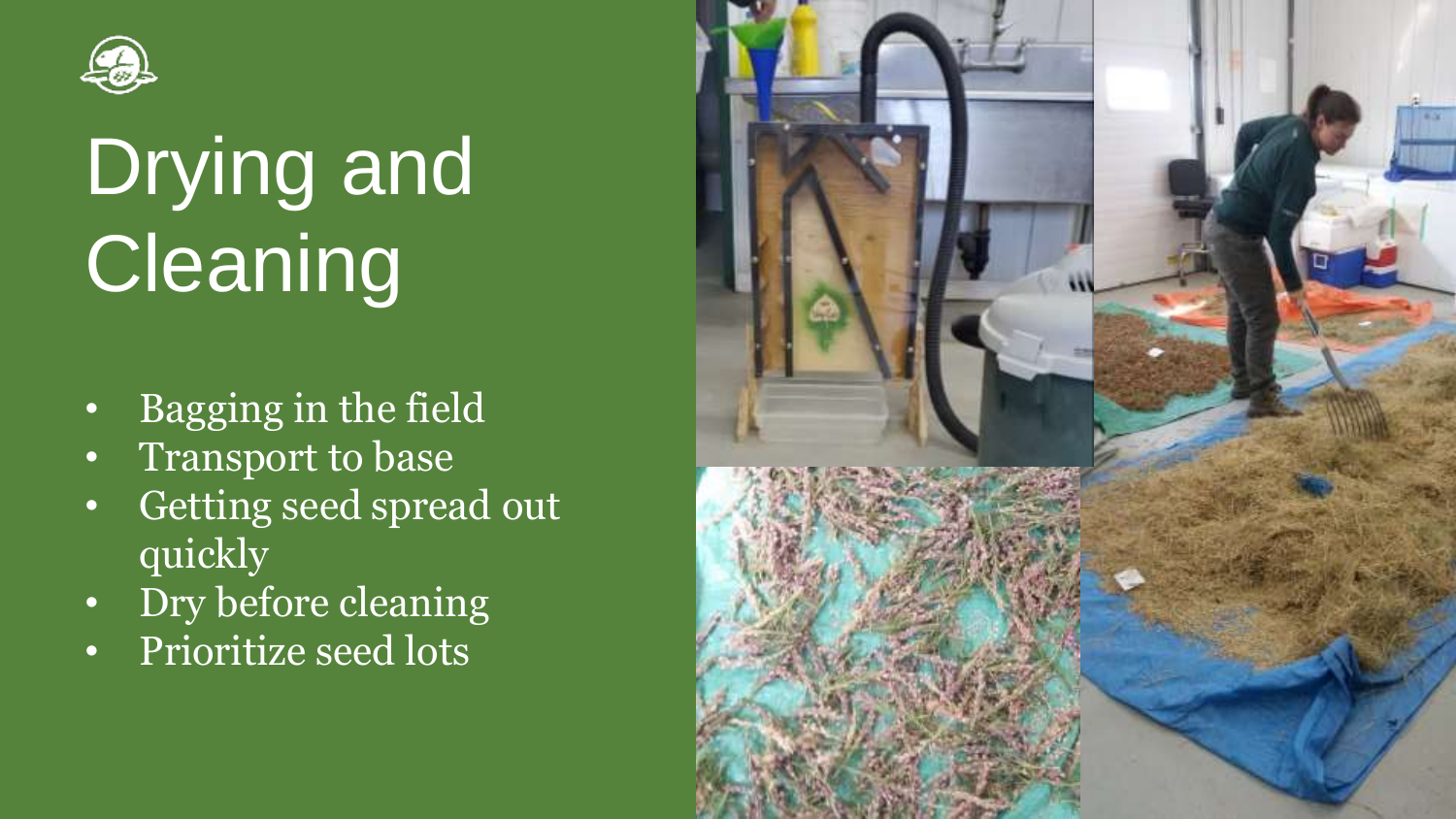# Drying and Cleaning

- Bagging in the field
- Transport to base
- Getting seed spread out quickly
- Dry before cleaning
- Prioritize seed lots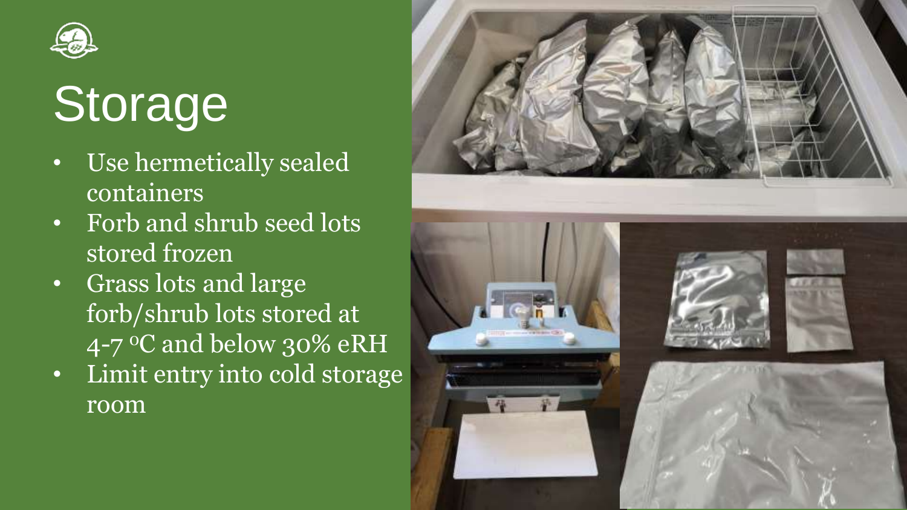# Storage

- Use hermetically sealed containers
- Forb and shrub seed lots stored frozen
- Grass lots and large forb/shrub lots stored at 4-7 °C and below 30% eRH
- Limit entry into cold storage room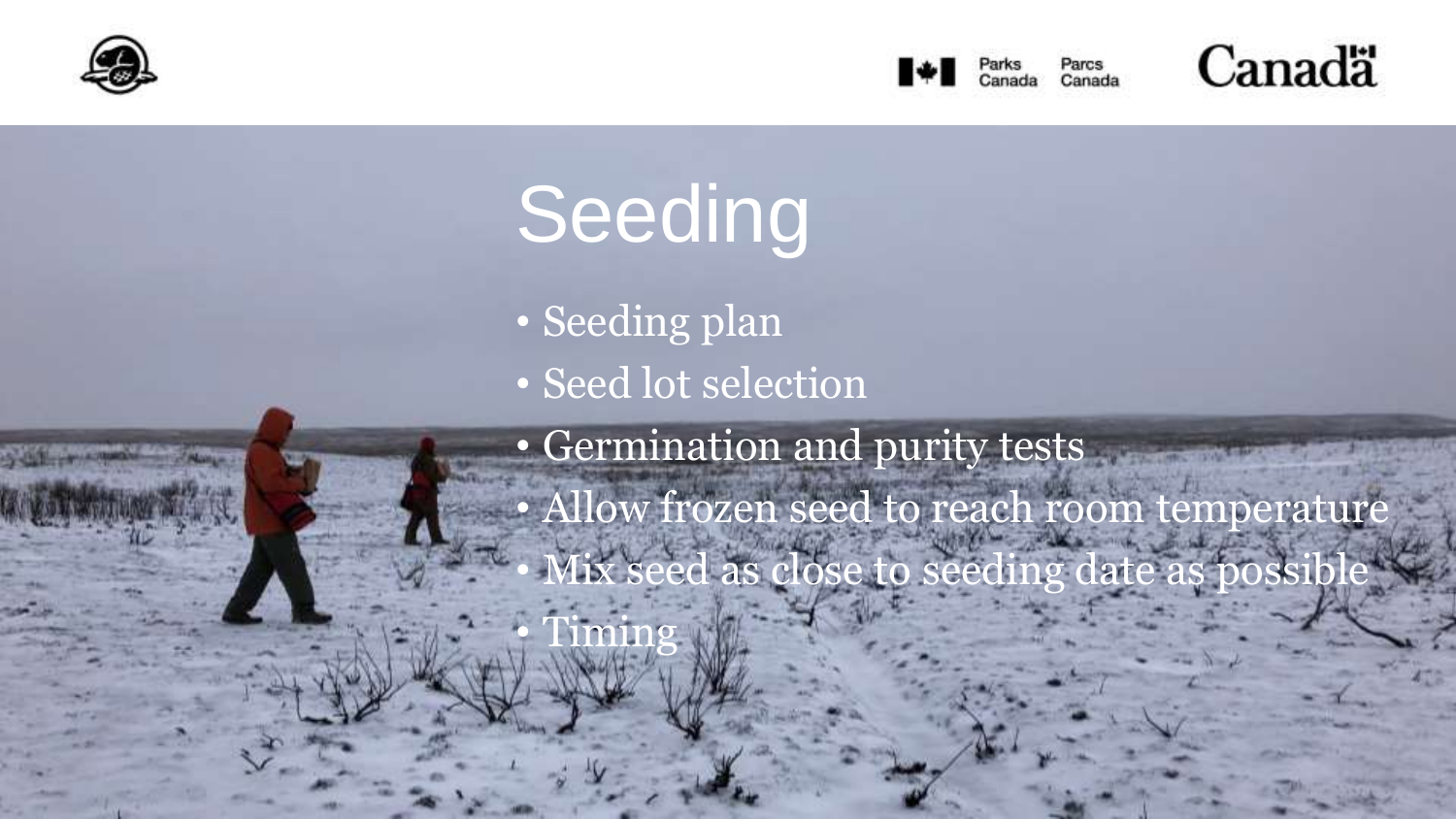# Seeding

- Seeding plan
- Seed lot selection
- Germination and purity tests
- Allow frozen seed to reach room temperature
- Mix seed as close to seeding date as possible
- Timing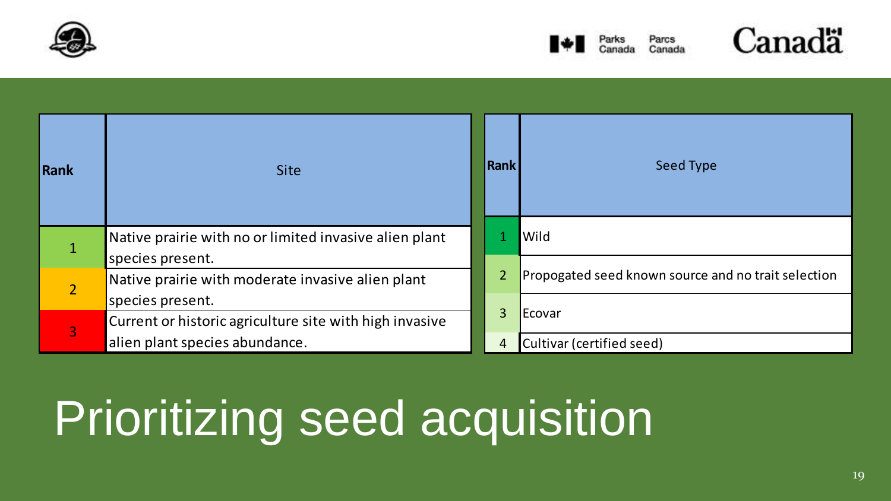# Prioritizing seed acquisition

| Rank | Site |
| --- | --- |
| 1 | Native prairie with no or limited invasive alien plant species present. |
| 2 | Native prairie with moderate invasive alien plant species present. |
| 3 | Current or historic agriculture site with high invasive alien plant species abundance. |

| Rank | Seed Type |
| --- | --- |
| 1 | Wild |
| 2 | Propogated seed known source and no trait selection |
| 3 | Ecovar |
| 4 | Cultivar (certified seed) |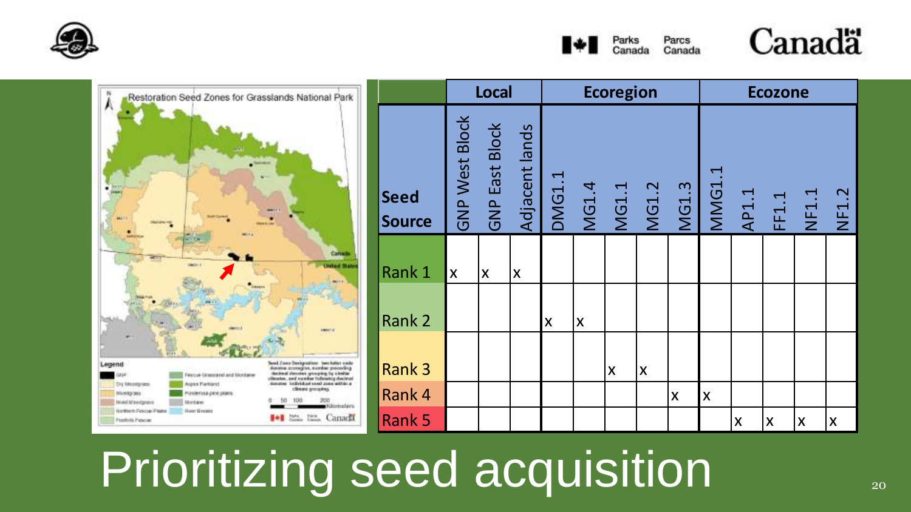# Prioritizing seed acquisition

| Seed Source | Local | | | Ecoregion | | | | | Ecozone | | | | |
|---|---|---|---|---|---|---|---|---|---|---|---|---|---|
| | GNP West Block | GNP East Block | Adjacent lands | DMG1.1 | MG1.4 | MG1.1 | MG1.2 | MG1.3 | MMG1.1 | AP1.1 | FF1.1 | NF1.1 | NF1.2 |
| Rank 1 | x | x | x | | | | | | | | | | |
| Rank 2 | | | | x | x | | | | | | | | |
| Rank 3 | | | | | | x | x | | | | | | |
| Rank 4 | | | | | | | | x | x | | | | |
| Rank 5 | | | | | | | | | | x | x | x | x |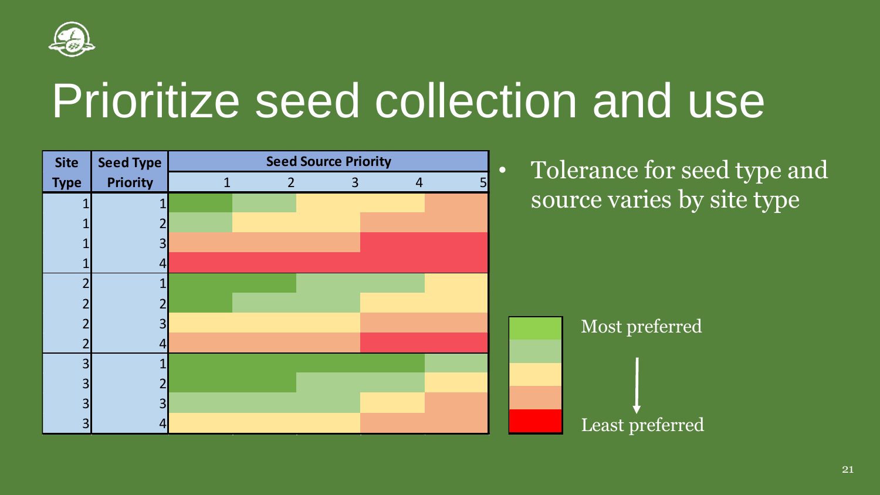# Prioritize seed collection and use

| Site Type | Seed Type Priority | Seed Source Priority 1 | 2 | 3 | 4 | 5 |
|---|---|---|---|---|---|---|
| 1 | 1 | | | | | |
| 1 | 2 | | | | | |
| 1 | 3 | | | | | |
| 1 | 4 | | | | | |
| 2 | 1 | | | | | |
| 2 | 2 | | | | | |
| 2 | 3 | | | | | |
| 2 | 4 | | | | | |
| 3 | 1 | | | | | |
| 3 | 2 | | | | | |
| 3 | 3 | | | | | |
| 3 | 4 | | | | | |

- Tolerance for seed type and source varies by site type

Most preferred

Least preferred